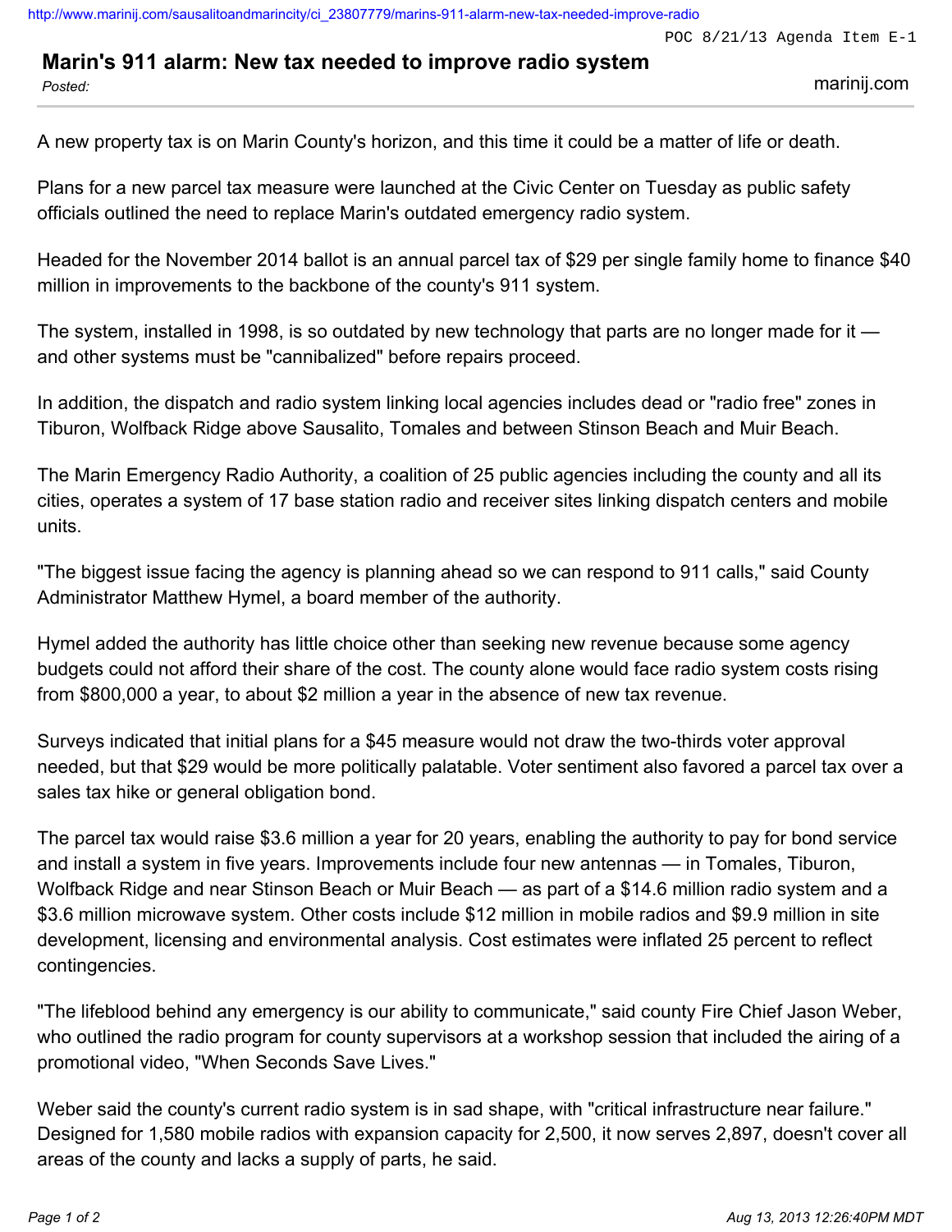# Marin's 911 alarm: New tax needed to improve radio system

*Posted:*

A new property tax is on Marin County's horizon, and this time it could be a matter of life or death.

Plans for a new parcel tax measure were launched at the Civic Center on Tuesday as public safety officials outlined the need to replace Marin's outdated emergency radio system.

Headed for the November 2014 ballot is an annual parcel tax of $29 per single family home to finance $40 million in improvements to the backbone of the county's 911 system.

The system, installed in 1998, is so outdated by new technology that parts are no longer made for it — and other systems must be "cannibalized" before repairs proceed.

In addition, the dispatch and radio system linking local agencies includes dead or "radio free" zones in Tiburon, Wolfback Ridge above Sausalito, Tomales and between Stinson Beach and Muir Beach.

The Marin Emergency Radio Authority, a coalition of 25 public agencies including the county and all its cities, operates a system of 17 base station radio and receiver sites linking dispatch centers and mobile units.

"The biggest issue facing the agency is planning ahead so we can respond to 911 calls," said County Administrator Matthew Hymel, a board member of the authority.

Hymel added the authority has little choice other than seeking new revenue because some agency budgets could not afford their share of the cost. The county alone would face radio system costs rising from $800,000 a year, to about $2 million a year in the absence of new tax revenue.

Surveys indicated that initial plans for a $45 measure would not draw the two-thirds voter approval needed, but that $29 would be more politically palatable. Voter sentiment also favored a parcel tax over a sales tax hike or general obligation bond.

The parcel tax would raise $3.6 million a year for 20 years, enabling the authority to pay for bond service and install a system in five years. Improvements include four new antennas — in Tomales, Tiburon, Wolfback Ridge and near Stinson Beach or Muir Beach — as part of a $14.6 million radio system and a $3.6 million microwave system. Other costs include $12 million in mobile radios and $9.9 million in site development, licensing and environmental analysis. Cost estimates were inflated 25 percent to reflect contingencies.

"The lifeblood behind any emergency is our ability to communicate," said county Fire Chief Jason Weber, who outlined the radio program for county supervisors at a workshop session that included the airing of a promotional video, "When Seconds Save Lives."

Weber said the county's current radio system is in sad shape, with "critical infrastructure near failure." Designed for 1,580 mobile radios with expansion capacity for 2,500, it now serves 2,897, doesn't cover all areas of the county and lacks a supply of parts, he said.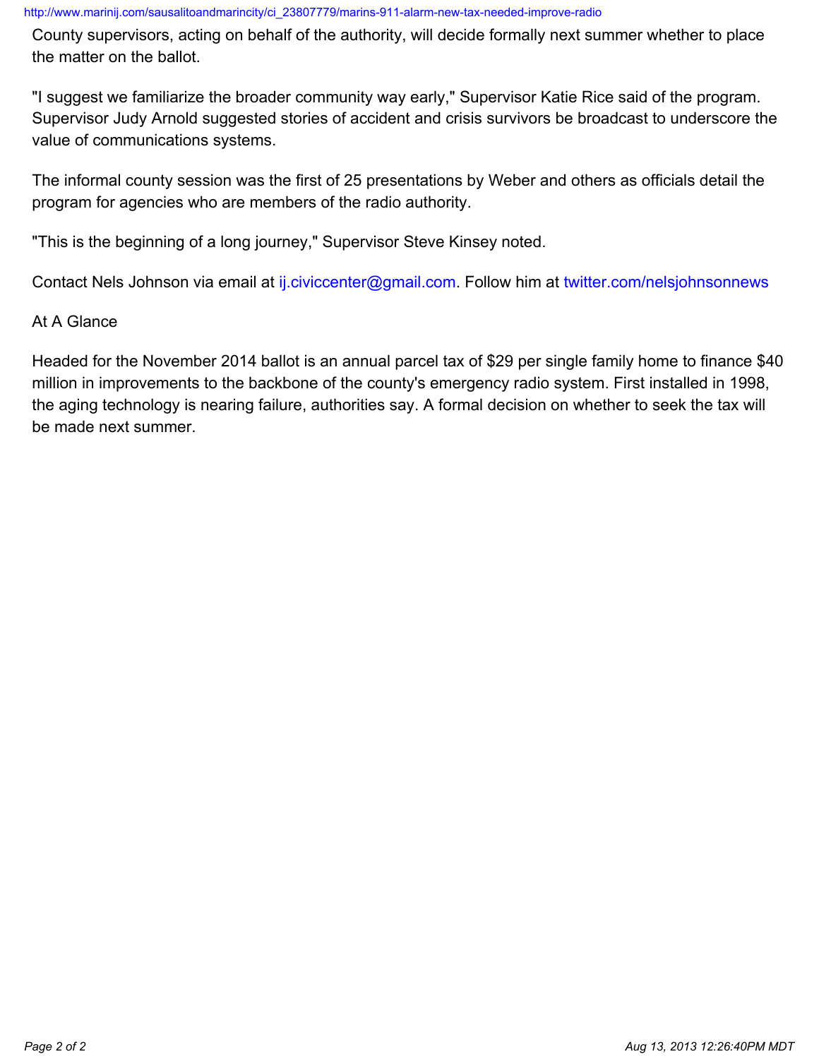County supervisors, acting on behalf of the authority, will decide formally next summer whether to place the matter on the ballot.

"I suggest we familiarize the broader community way early," Supervisor Katie Rice said of the program. Supervisor Judy Arnold suggested stories of accident and crisis survivors be broadcast to underscore the value of communications systems.

The informal county session was the first of 25 presentations by Weber and others as officials detail the program for agencies who are members of the radio authority.

"This is the beginning of a long journey," Supervisor Steve Kinsey noted.

Contact Nels Johnson via email at ij.civiccenter@gmail.com. Follow him at twitter.com/nelsjohnsonnews

At A Glance

Headed for the November 2014 ballot is an annual parcel tax of $29 per single family home to finance $40 million in improvements to the backbone of the county's emergency radio system. First installed in 1998, the aging technology is nearing failure, authorities say. A formal decision on whether to seek the tax will be made next summer.